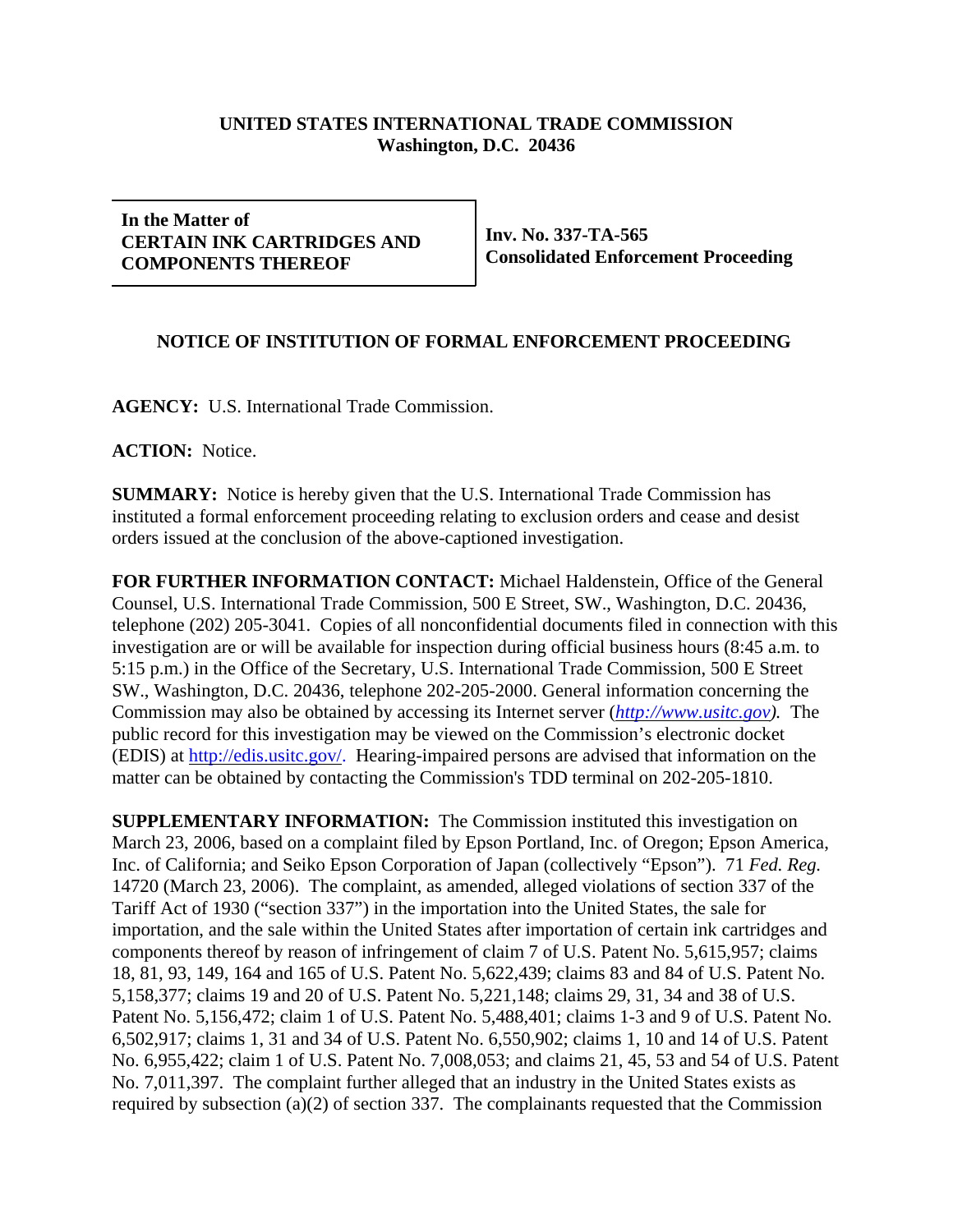**UNITED STATES INTERNATIONAL TRADE COMMISSION**
**Washington, D.C. 20436**

| **In the Matter of CERTAIN INK CARTRIDGES AND COMPONENTS THEREOF** | **Inv. No. 337-TA-565 Consolidated Enforcement Proceeding** |
|---|---|

## NOTICE OF INSTITUTION OF FORMAL ENFORCEMENT PROCEEDING

**AGENCY:** U.S. International Trade Commission.

**ACTION:** Notice.

**SUMMARY:** Notice is hereby given that the U.S. International Trade Commission has instituted a formal enforcement proceeding relating to exclusion orders and cease and desist orders issued at the conclusion of the above-captioned investigation.

**FOR FURTHER INFORMATION CONTACT:** Michael Haldenstein, Office of the General Counsel, U.S. International Trade Commission, 500 E Street, SW., Washington, D.C. 20436, telephone (202) 205-3041. Copies of all nonconfidential documents filed in connection with this investigation are or will be available for inspection during official business hours (8:45 a.m. to 5:15 p.m.) in the Office of the Secretary, U.S. International Trade Commission, 500 E Street SW., Washington, D.C. 20436, telephone 202-205-2000. General information concerning the Commission may also be obtained by accessing its Internet server (*http://www.usitc.gov*). The public record for this investigation may be viewed on the Commission's electronic docket (EDIS) at http://edis.usitc.gov/. Hearing-impaired persons are advised that information on the matter can be obtained by contacting the Commission's TDD terminal on 202-205-1810.

**SUPPLEMENTARY INFORMATION:** The Commission instituted this investigation on March 23, 2006, based on a complaint filed by Epson Portland, Inc. of Oregon; Epson America, Inc. of California; and Seiko Epson Corporation of Japan (collectively "Epson"). 71 *Fed. Reg.* 14720 (March 23, 2006). The complaint, as amended, alleged violations of section 337 of the Tariff Act of 1930 ("section 337") in the importation into the United States, the sale for importation, and the sale within the United States after importation of certain ink cartridges and components thereof by reason of infringement of claim 7 of U.S. Patent No. 5,615,957; claims 18, 81, 93, 149, 164 and 165 of U.S. Patent No. 5,622,439; claims 83 and 84 of U.S. Patent No. 5,158,377; claims 19 and 20 of U.S. Patent No. 5,221,148; claims 29, 31, 34 and 38 of U.S. Patent No. 5,156,472; claim 1 of U.S. Patent No. 5,488,401; claims 1-3 and 9 of U.S. Patent No. 6,502,917; claims 1, 31 and 34 of U.S. Patent No. 6,550,902; claims 1, 10 and 14 of U.S. Patent No. 6,955,422; claim 1 of U.S. Patent No. 7,008,053; and claims 21, 45, 53 and 54 of U.S. Patent No. 7,011,397. The complaint further alleged that an industry in the United States exists as required by subsection (a)(2) of section 337. The complainants requested that the Commission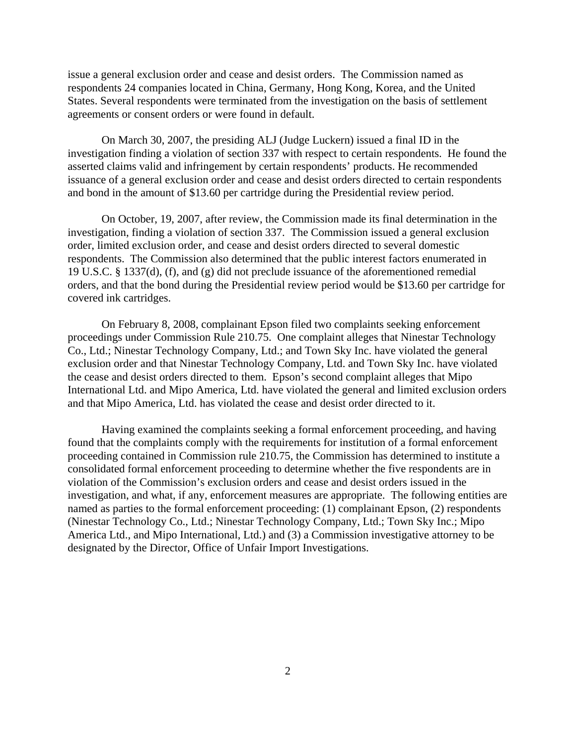issue a general exclusion order and cease and desist orders. The Commission named as respondents 24 companies located in China, Germany, Hong Kong, Korea, and the United States. Several respondents were terminated from the investigation on the basis of settlement agreements or consent orders or were found in default.

On March 30, 2007, the presiding ALJ (Judge Luckern) issued a final ID in the investigation finding a violation of section 337 with respect to certain respondents. He found the asserted claims valid and infringement by certain respondents' products. He recommended issuance of a general exclusion order and cease and desist orders directed to certain respondents and bond in the amount of $13.60 per cartridge during the Presidential review period.

On October, 19, 2007, after review, the Commission made its final determination in the investigation, finding a violation of section 337. The Commission issued a general exclusion order, limited exclusion order, and cease and desist orders directed to several domestic respondents. The Commission also determined that the public interest factors enumerated in 19 U.S.C. § 1337(d), (f), and (g) did not preclude issuance of the aforementioned remedial orders, and that the bond during the Presidential review period would be $13.60 per cartridge for covered ink cartridges.

On February 8, 2008, complainant Epson filed two complaints seeking enforcement proceedings under Commission Rule 210.75. One complaint alleges that Ninestar Technology Co., Ltd.; Ninestar Technology Company, Ltd.; and Town Sky Inc. have violated the general exclusion order and that Ninestar Technology Company, Ltd. and Town Sky Inc. have violated the cease and desist orders directed to them. Epson's second complaint alleges that Mipo International Ltd. and Mipo America, Ltd. have violated the general and limited exclusion orders and that Mipo America, Ltd. has violated the cease and desist order directed to it.

Having examined the complaints seeking a formal enforcement proceeding, and having found that the complaints comply with the requirements for institution of a formal enforcement proceeding contained in Commission rule 210.75, the Commission has determined to institute a consolidated formal enforcement proceeding to determine whether the five respondents are in violation of the Commission's exclusion orders and cease and desist orders issued in the investigation, and what, if any, enforcement measures are appropriate. The following entities are named as parties to the formal enforcement proceeding: (1) complainant Epson, (2) respondents (Ninestar Technology Co., Ltd.; Ninestar Technology Company, Ltd.; Town Sky Inc.; Mipo America Ltd., and Mipo International, Ltd.) and (3) a Commission investigative attorney to be designated by the Director, Office of Unfair Import Investigations.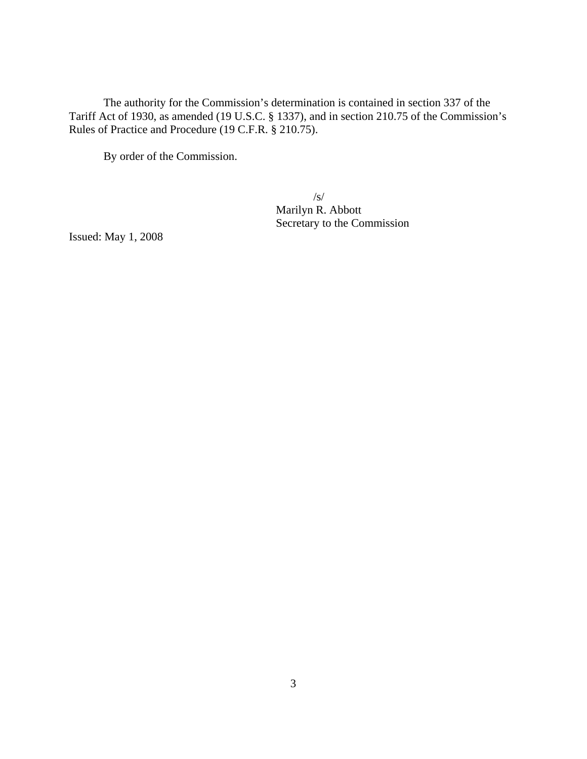The authority for the Commission's determination is contained in section 337 of the Tariff Act of 1930, as amended (19 U.S.C. § 1337), and in section 210.75 of the Commission's Rules of Practice and Procedure (19 C.F.R. § 210.75).

By order of the Commission.

/s/
Marilyn R. Abbott
Secretary to the Commission

Issued: May 1, 2008